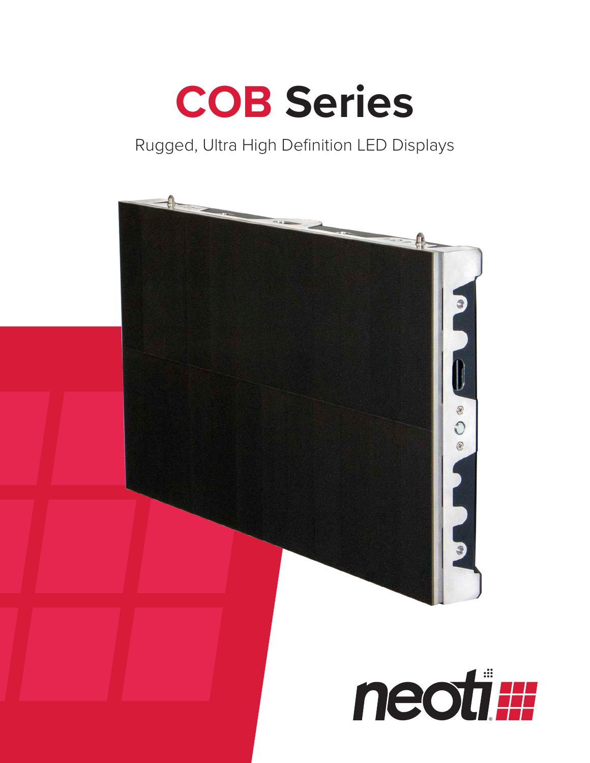# COB Series

Rugged, Ultra High Definition LED Displays

neoti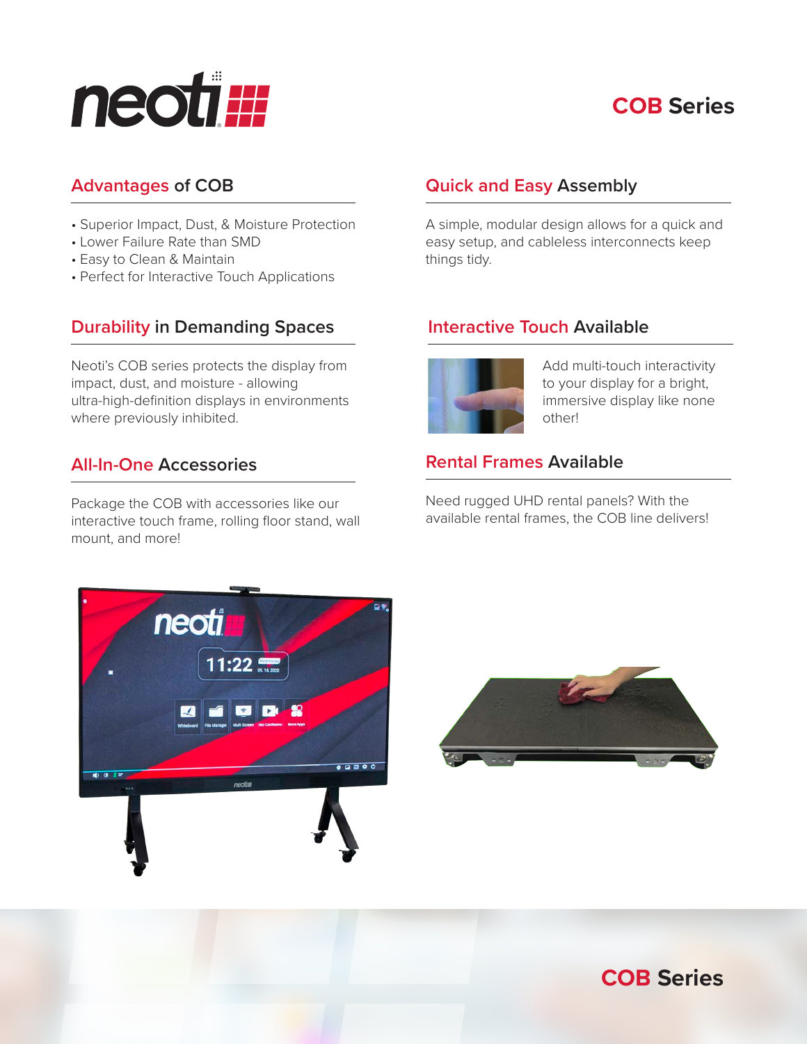# COB Series

## Advantages of COB

- Superior Impact, Dust, & Moisture Protection
- Lower Failure Rate than SMD
- Easy to Clean & Maintain
- Perfect for Interactive Touch Applications

## Durability in Demanding Spaces

Neoti's COB series protects the display from impact, dust, and moisture - allowing ultra-high-definition displays in environments where previously inhibited.

## All-In-One Accessories

Package the COB with accessories like our interactive touch frame, rolling floor stand, wall mount, and more!

## Quick and Easy Assembly

A simple, modular design allows for a quick and easy setup, and cableless interconnects keep things tidy.

## Interactive Touch Available

Add multi-touch interactivity to your display for a bright, immersive display like none other!

## Rental Frames Available

Need rugged UHD rental panels? With the available rental frames, the COB line delivers!

COB Series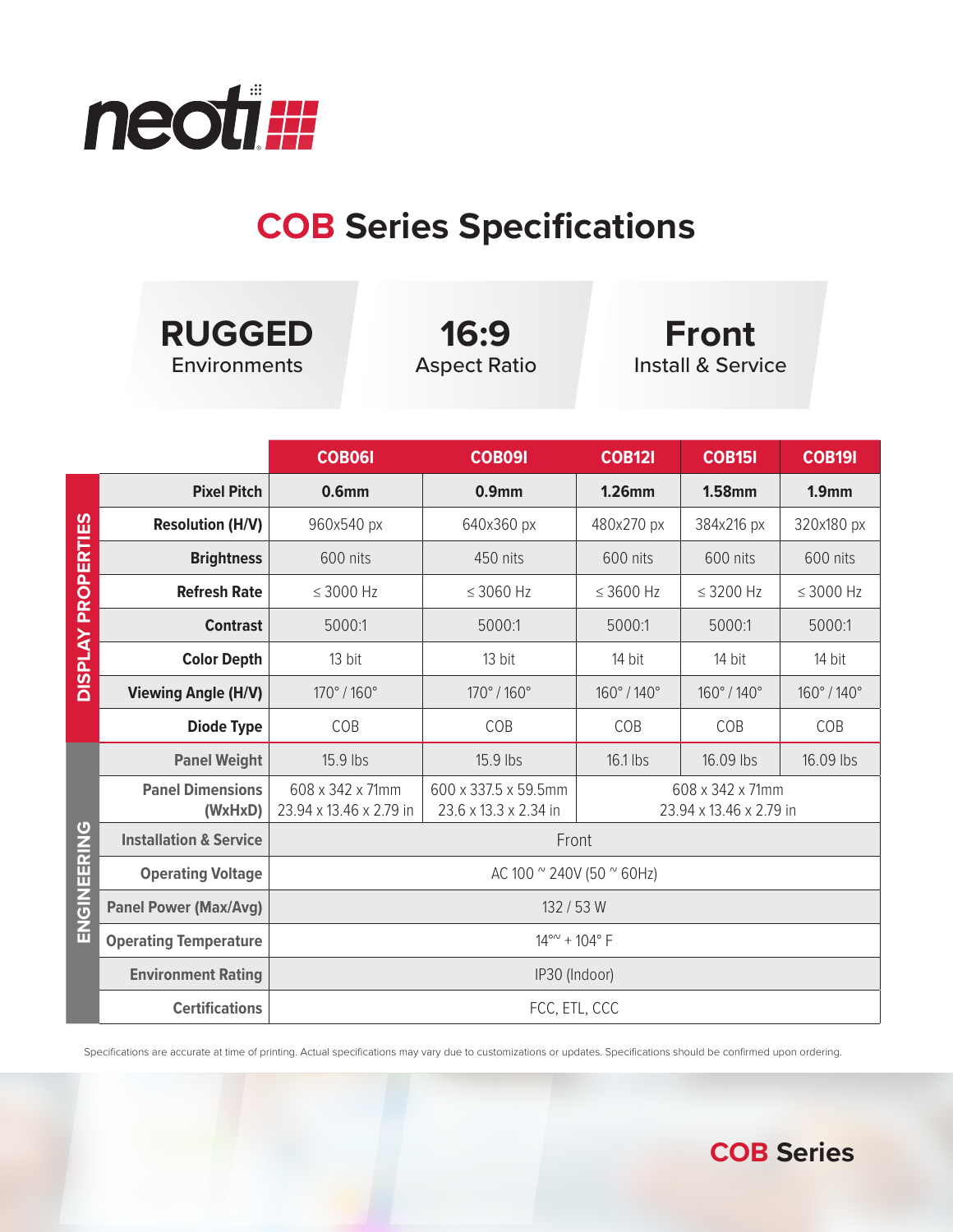# COB Series Specifications

**RUGGED** Environments

**16:9** Aspect Ratio

**Front** Install & Service

| | | COB06I | COB09I | COB12I | COB15I | COB19I |
|---|---|---|---|---|---|---|
| DISPLAY PROPERTIES | **Pixel Pitch** | **0.6mm** | **0.9mm** | **1.26mm** | **1.58mm** | **1.9mm** |
| | **Resolution (H/V)** | 960x540 px | 640x360 px | 480x270 px | 384x216 px | 320x180 px |
| | **Brightness** | 600 nits | 450 nits | 600 nits | 600 nits | 600 nits |
| | **Refresh Rate** | ≤ 3000 Hz | ≤ 3060 Hz | ≤ 3600 Hz | ≤ 3200 Hz | ≤ 3000 Hz |
| | **Contrast** | 5000:1 | 5000:1 | 5000:1 | 5000:1 | 5000:1 |
| | **Color Depth** | 13 bit | 13 bit | 14 bit | 14 bit | 14 bit |
| | **Viewing Angle (H/V)** | 170° / 160° | 170° / 160° | 160° / 140° | 160° / 140° | 160° / 140° |
| | **Diode Type** | COB | COB | COB | COB | COB |
| ENGINEERING | **Panel Weight** | 15.9 lbs | 15.9 lbs | 16.1 lbs | 16.09 lbs | 16.09 lbs |
| | **Panel Dimensions (WxHxD)** | 608 x 342 x 71mm 23.94 x 13.46 x 2.79 in | 600 x 337.5 x 59.5mm 23.6 x 13.3 x 2.34 in | 608 x 342 x 71mm 23.94 x 13.46 x 2.79 in | | |
| | **Installation & Service** | Front | | | | |
| | **Operating Voltage** | AC 100 ~ 240V (50 ~ 60Hz) | | | | |
| | **Panel Power (Max/Avg)** | 132 / 53 W | | | | |
| | **Operating Temperature** | 14°~ + 104° F | | | | |
| | **Environment Rating** | IP30 (Indoor) | | | | |
| | **Certifications** | FCC, ETL, CCC | | | | |

Specifications are accurate at time of printing. Actual specifications may vary due to customizations or updates. Specifications should be confirmed upon ordering.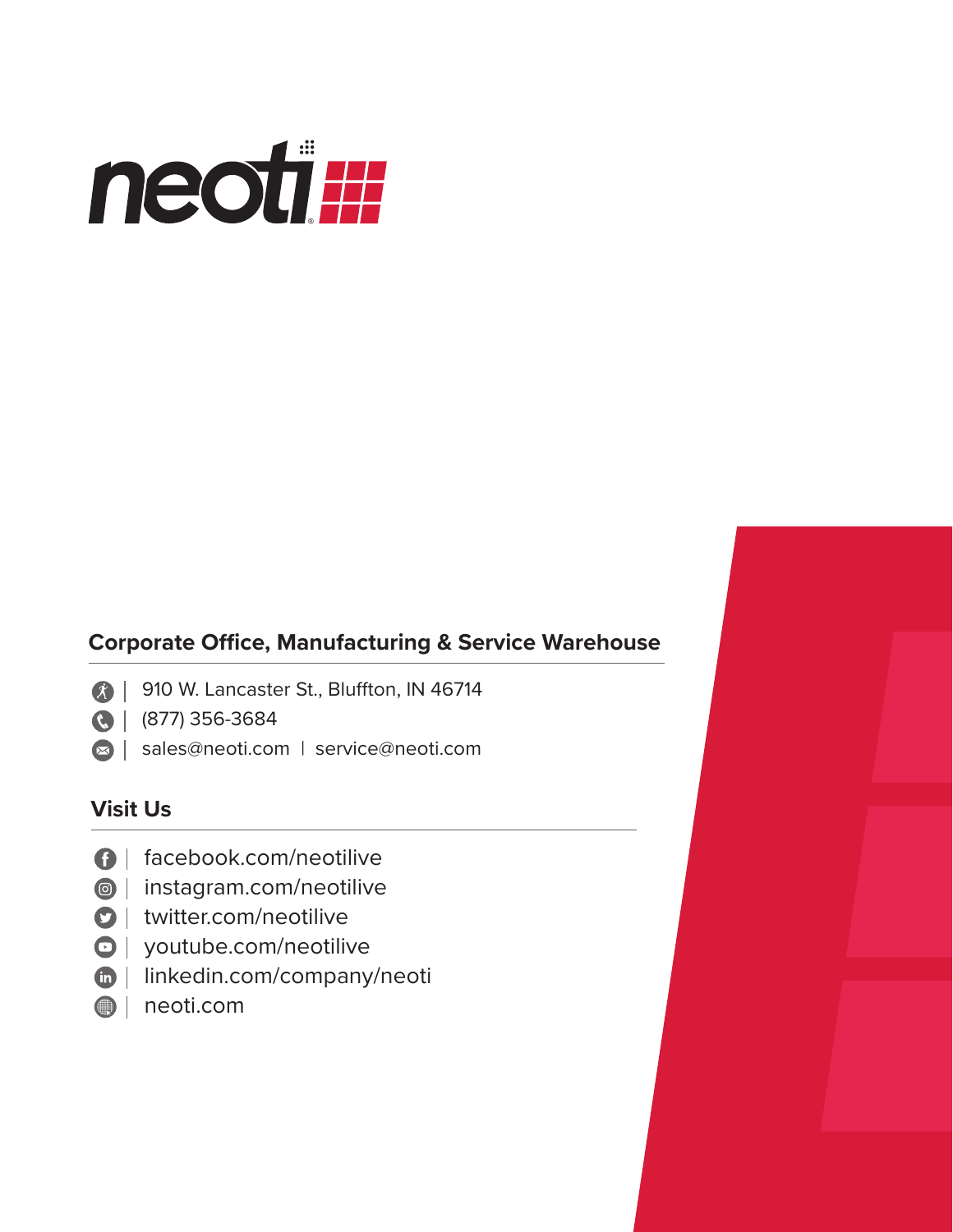neoti

## Corporate Office, Manufacturing & Service Warehouse

- 910 W. Lancaster St., Bluffton, IN 46714
- (877) 356-3684
- sales@neoti.com | service@neoti.com

## Visit Us

- facebook.com/neotilive
- instagram.com/neotilive
- twitter.com/neotilive
- youtube.com/neotilive
- linkedin.com/company/neoti
- neoti.com